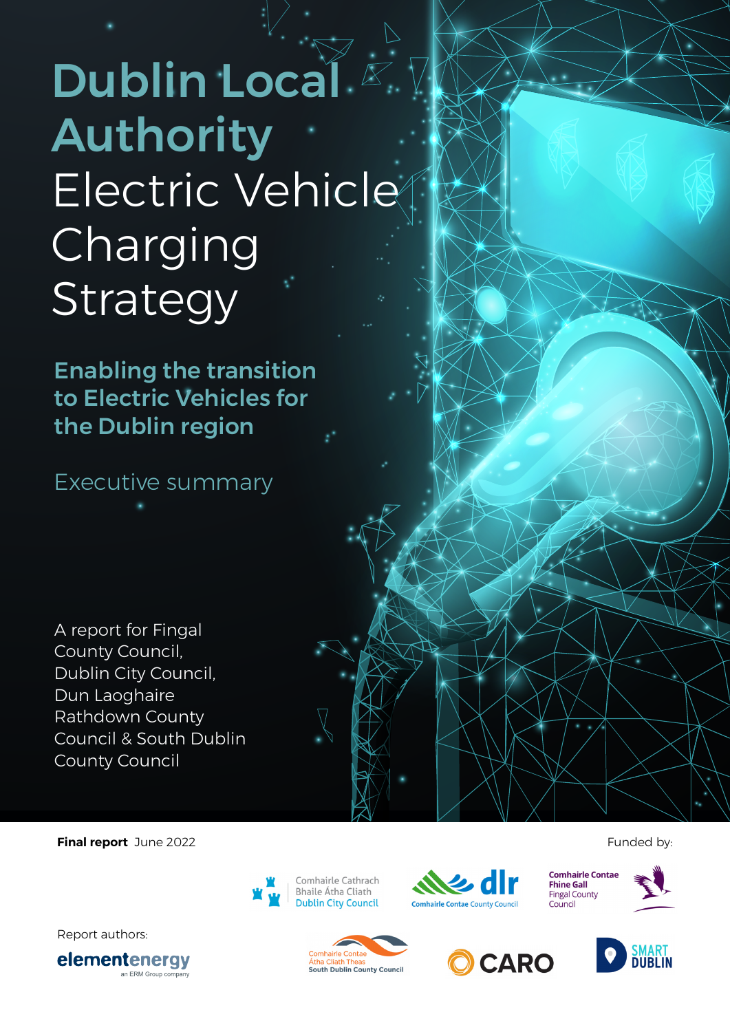# Dublin Local Authority Electric Vehicle Charging Strategy

## Enabling the transition to Electric Vehicles for the Dublin region

Executive summary

A report for Fingal County Council, Dublin City Council, Dun Laoghaire Rathdown County Council & South Dublin County Council

**Final report** June 2022

Funded by:

Comhairle Cathrach Bhaile Átha Cliath Dublin City Council

dlr Comhairle Contae County Council

Comhairle Contae Fhine Gall Fingal County Council

Comhairle Contae Átha Cliath Theas South Dublin County Council

CARO

SMART DUBLIN

Report authors:

elementenergy an ERM Group company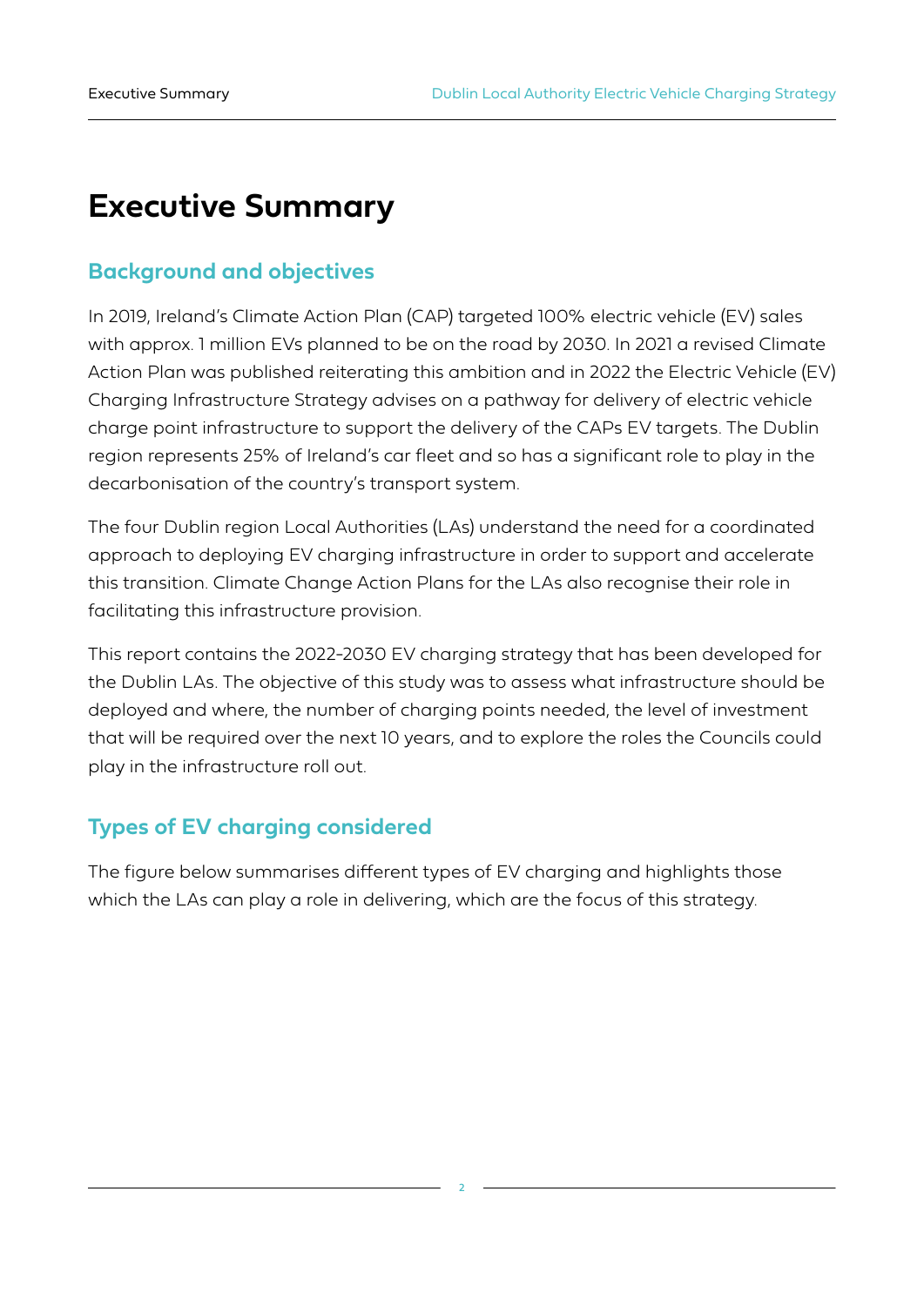# Executive Summary

## Background and objectives

In 2019, Ireland's Climate Action Plan (CAP) targeted 100% electric vehicle (EV) sales with approx. 1 million EVs planned to be on the road by 2030. In 2021 a revised Climate Action Plan was published reiterating this ambition and in 2022 the Electric Vehicle (EV) Charging Infrastructure Strategy advises on a pathway for delivery of electric vehicle charge point infrastructure to support the delivery of the CAPs EV targets. The Dublin region represents 25% of Ireland's car fleet and so has a significant role to play in the decarbonisation of the country's transport system.

The four Dublin region Local Authorities (LAs) understand the need for a coordinated approach to deploying EV charging infrastructure in order to support and accelerate this transition. Climate Change Action Plans for the LAs also recognise their role in facilitating this infrastructure provision.

This report contains the 2022-2030 EV charging strategy that has been developed for the Dublin LAs. The objective of this study was to assess what infrastructure should be deployed and where, the number of charging points needed, the level of investment that will be required over the next 10 years, and to explore the roles the Councils could play in the infrastructure roll out.

## Types of EV charging considered

The figure below summarises different types of EV charging and highlights those which the LAs can play a role in delivering, which are the focus of this strategy.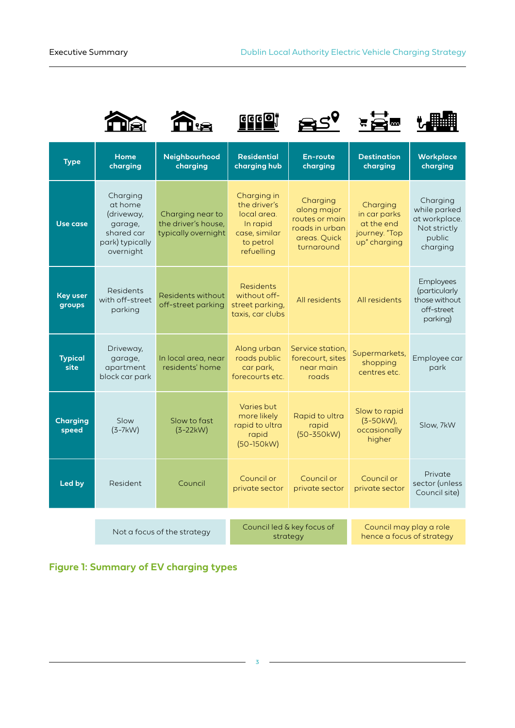| Type | Home charging | Neighbourhood charging | Residential charging hub | En-route charging | Destination charging | Workplace charging |
|---|---|---|---|---|---|---|
| Use case | Charging at home (driveway, garage, shared car park) typically overnight | Charging near to the driver's house, typically overnight | Charging in the driver's local area. In rapid case, similar to petrol refuelling | Charging along major routes or main roads in urban areas. Quick turnaround | Charging in car parks at the end journey. "Top up" charging | Charging while parked at workplace. Not strictly public charging |
| Key user groups | Residents with off-street parking | Residents without off-street parking | Residents without off-street parking, taxis, car clubs | All residents | All residents | Employees (particularly those without off-street parking) |
| Typical site | Driveway, garage, apartment block car park | In local area, near residents' home | Along urban roads public car park, forecourts etc. | Service station, forecourt, sites near main roads | Supermarkets, shopping centres etc. | Employee car park |
| Charging speed | Slow (3-7kW) | Slow to fast (3-22kW) | Varies but more likely rapid to ultra rapid (50-150kW) | Rapid to ultra rapid (50-350kW) | Slow to rapid (3-50kW), occasionally higher | Slow, 7kW |
| Led by | Resident | Council | Council or private sector | Council or private sector | Council or private sector | Private sector (unless Council site) |

| Not a focus of the strategy | Council led & key focus of strategy | Council may play a role hence a focus of strategy |
|---|---|---|

**Figure 1: Summary of EV charging types**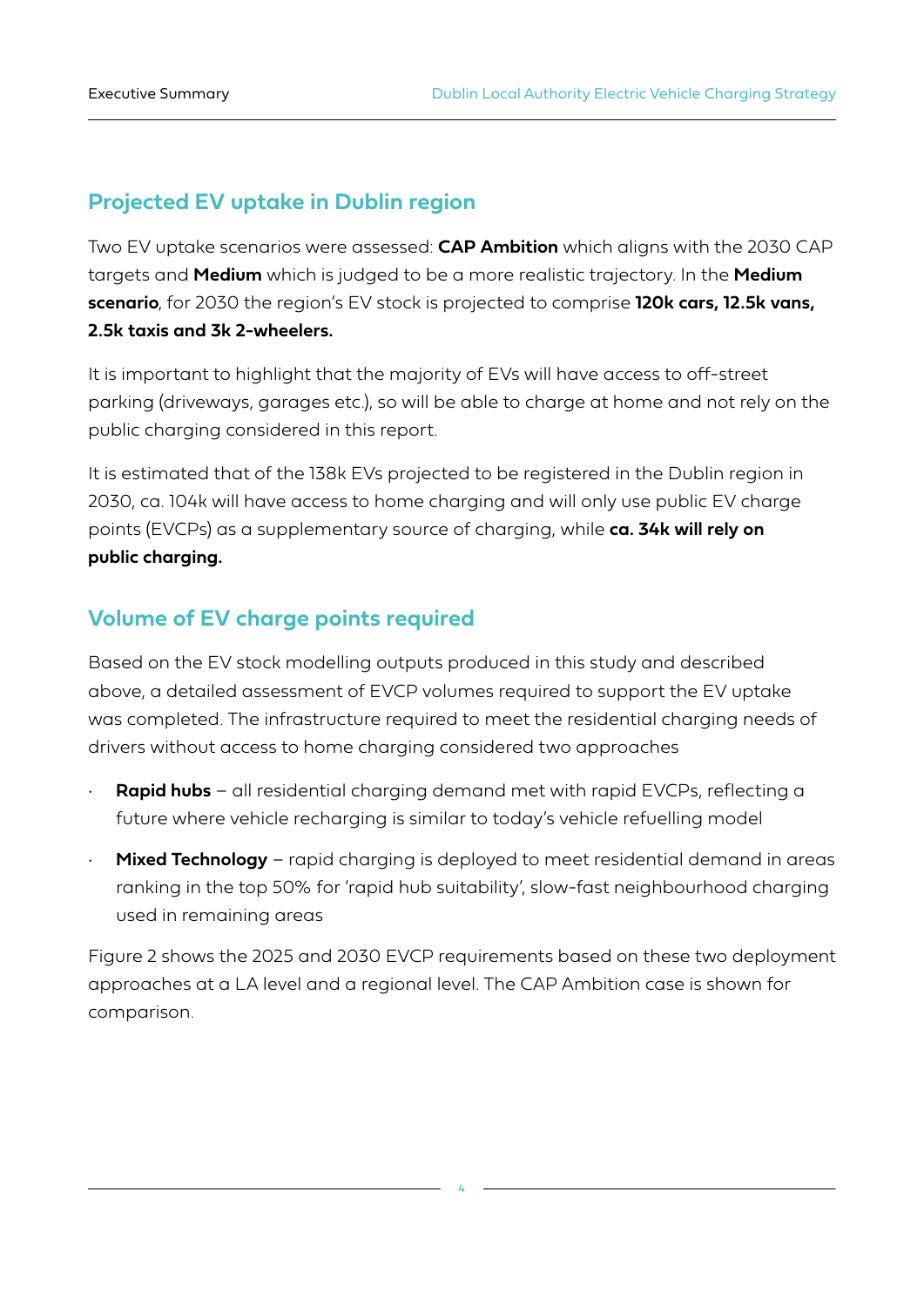## Projected EV uptake in Dublin region

Two EV uptake scenarios were assessed: **CAP Ambition** which aligns with the 2030 CAP targets and **Medium** which is judged to be a more realistic trajectory. In the **Medium scenario**, for 2030 the region's EV stock is projected to comprise **120k cars, 12.5k vans, 2.5k taxis and 3k 2-wheelers.**

It is important to highlight that the majority of EVs will have access to off-street parking (driveways, garages etc.), so will be able to charge at home and not rely on the public charging considered in this report.

It is estimated that of the 138k EVs projected to be registered in the Dublin region in 2030, ca. 104k will have access to home charging and will only use public EV charge points (EVCPs) as a supplementary source of charging, while **ca. 34k will rely on public charging.**

## Volume of EV charge points required

Based on the EV stock modelling outputs produced in this study and described above, a detailed assessment of EVCP volumes required to support the EV uptake was completed. The infrastructure required to meet the residential charging needs of drivers without access to home charging considered two approaches

- **Rapid hubs** – all residential charging demand met with rapid EVCPs, reflecting a future where vehicle recharging is similar to today's vehicle refuelling model
- **Mixed Technology** – rapid charging is deployed to meet residential demand in areas ranking in the top 50% for 'rapid hub suitability', slow-fast neighbourhood charging used in remaining areas

Figure 2 shows the 2025 and 2030 EVCP requirements based on these two deployment approaches at a LA level and a regional level. The CAP Ambition case is shown for comparison.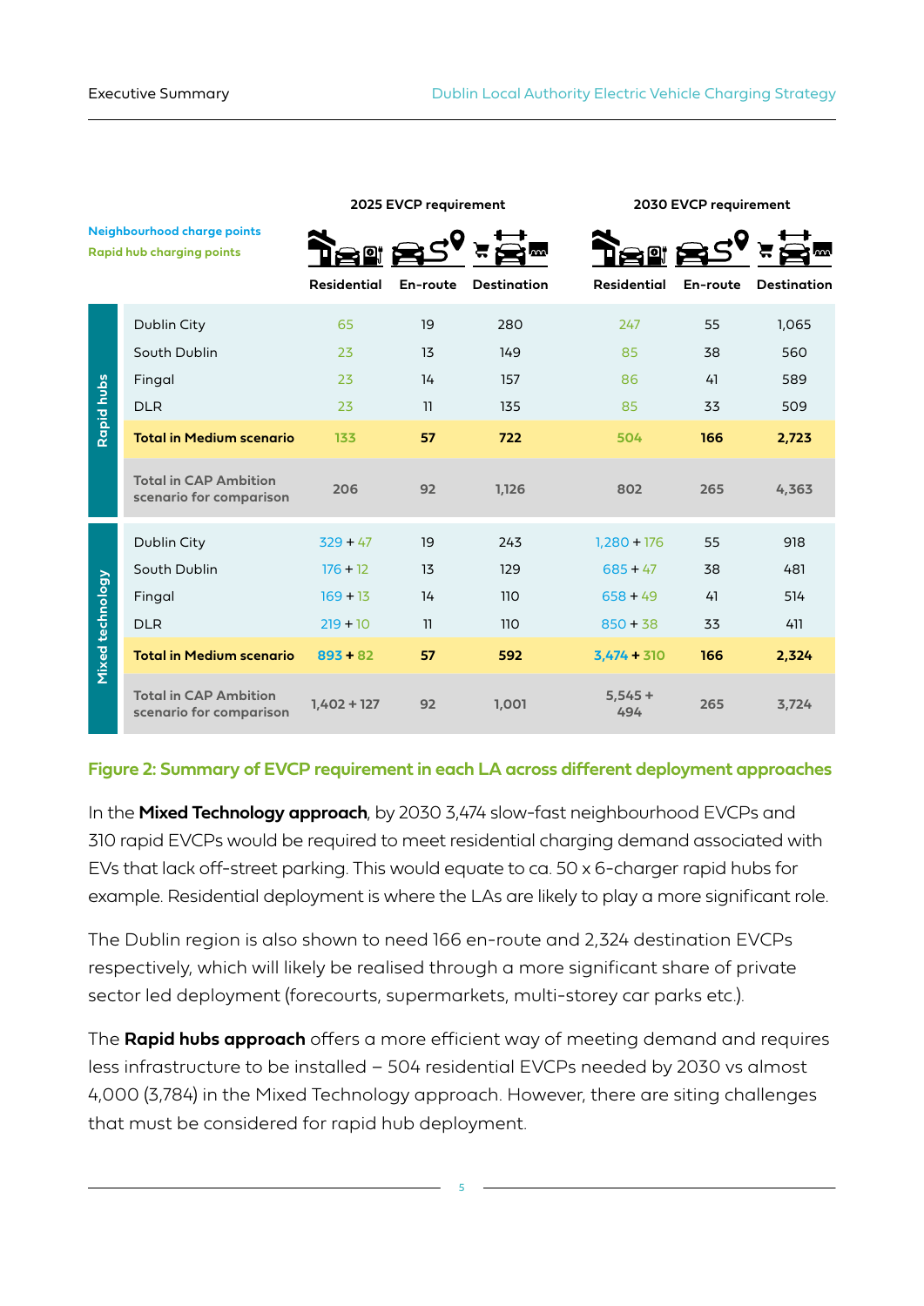| Neighbourhood charge points / Rapid hub charging points | | 2025 EVCP requirement | | | 2030 EVCP requirement | | |
|---|---|---|---|---|---|---|---|
| | | Residential | En-route | Destination | Residential | En-route | Destination |
| Rapid hubs | Dublin City | 65 | 19 | 280 | 247 | 55 | 1,065 |
| | South Dublin | 23 | 13 | 149 | 85 | 38 | 560 |
| | Fingal | 23 | 14 | 157 | 86 | 41 | 589 |
| | DLR | 23 | 11 | 135 | 85 | 33 | 509 |
| | **Total in Medium scenario** | **133** | **57** | **722** | **504** | **166** | **2,723** |
| | Total in CAP Ambition scenario for comparison | 206 | 92 | 1,126 | 802 | 265 | 4,363 |
| Mixed technology | Dublin City | 329 + 47 | 19 | 243 | 1,280 + 176 | 55 | 918 |
| | South Dublin | 176 + 12 | 13 | 129 | 685 + 47 | 38 | 481 |
| | Fingal | 169 + 13 | 14 | 110 | 658 + 49 | 41 | 514 |
| | DLR | 219 + 10 | 11 | 110 | 850 + 38 | 33 | 411 |
| | **Total in Medium scenario** | **893 + 82** | **57** | **592** | **3,474 + 310** | **166** | **2,324** |
| | Total in CAP Ambition scenario for comparison | 1,402 + 127 | 92 | 1,001 | 5,545 + 494 | 265 | 3,724 |

**Figure 2: Summary of EVCP requirement in each LA across different deployment approaches**

In the **Mixed Technology approach**, by 2030 3,474 slow-fast neighbourhood EVCPs and 310 rapid EVCPs would be required to meet residential charging demand associated with EVs that lack off-street parking. This would equate to ca. 50 x 6-charger rapid hubs for example. Residential deployment is where the LAs are likely to play a more significant role.

The Dublin region is also shown to need 166 en-route and 2,324 destination EVCPs respectively, which will likely be realised through a more significant share of private sector led deployment (forecourts, supermarkets, multi-storey car parks etc.).

The **Rapid hubs approach** offers a more efficient way of meeting demand and requires less infrastructure to be installed – 504 residential EVCPs needed by 2030 vs almost 4,000 (3,784) in the Mixed Technology approach. However, there are siting challenges that must be considered for rapid hub deployment.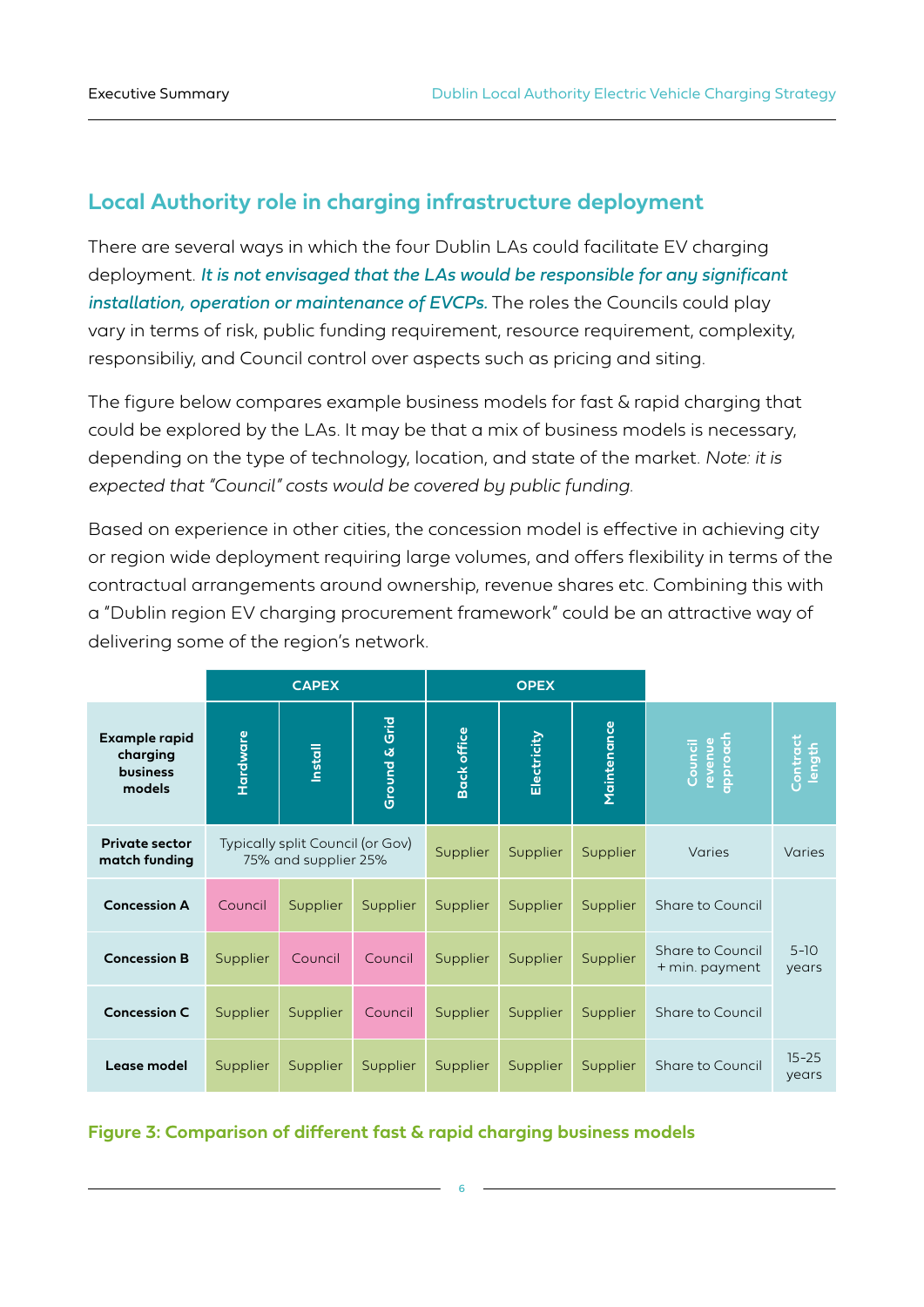## Local Authority role in charging infrastructure deployment

There are several ways in which the four Dublin LAs could facilitate EV charging deployment. ***It is not envisaged that the LAs would be responsible for any significant installation, operation or maintenance of EVCPs.*** The roles the Councils could play vary in terms of risk, public funding requirement, resource requirement, complexity, responsibiliy, and Council control over aspects such as pricing and siting.

The figure below compares example business models for fast & rapid charging that could be explored by the LAs. It may be that a mix of business models is necessary, depending on the type of technology, location, and state of the market. *Note: it is expected that "Council" costs would be covered by public funding.*

Based on experience in other cities, the concession model is effective in achieving city or region wide deployment requiring large volumes, and offers flexibility in terms of the contractual arrangements around ownership, revenue shares etc. Combining this with a "Dublin region EV charging procurement framework" could be an attractive way of delivering some of the region's network.

| | CAPEX | | | OPEX | | | | |
|---|---|---|---|---|---|---|---|---|
| **Example rapid charging business models** | **Hardware** | **Install** | **Ground & Grid** | **Back office** | **Electricity** | **Maintenance** | **Council revenue approach** | **Contract length** |
| **Private sector match funding** | Typically split Council (or Gov) 75% and supplier 25% | | | Supplier | Supplier | Supplier | Varies | Varies |
| **Concession A** | Council | Supplier | Supplier | Supplier | Supplier | Supplier | Share to Council | 5-10 years |
| **Concession B** | Supplier | Council | Council | Supplier | Supplier | Supplier | Share to Council + min. payment | 5-10 years |
| **Concession C** | Supplier | Supplier | Council | Supplier | Supplier | Supplier | Share to Council | 5-10 years |
| **Lease model** | Supplier | Supplier | Supplier | Supplier | Supplier | Supplier | Share to Council | 15-25 years |

**Figure 3: Comparison of different fast & rapid charging business models**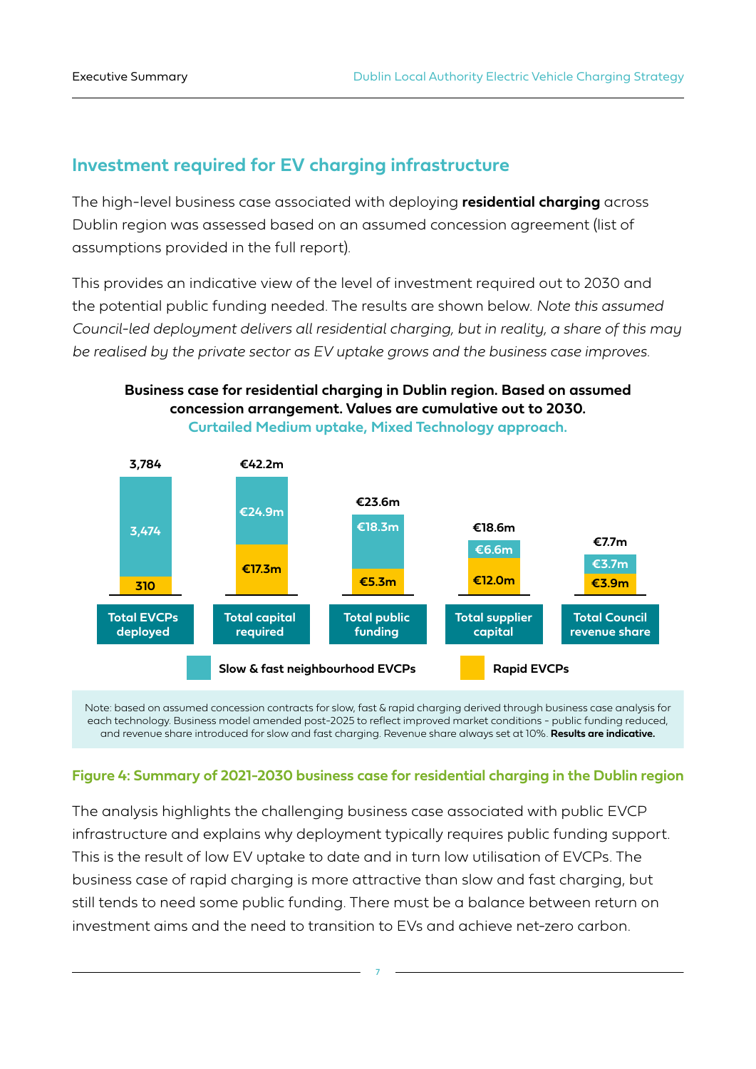## Investment required for EV charging infrastructure

The high-level business case associated with deploying **residential charging** across Dublin region was assessed based on an assumed concession agreement (list of assumptions provided in the full report).

This provides an indicative view of the level of investment required out to 2030 and the potential public funding needed. The results are shown below. *Note this assumed Council-led deployment delivers all residential charging, but in reality, a share of this may be realised by the private sector as EV uptake grows and the business case improves.*

**Business case for residential charging in Dublin region. Based on assumed concession arrangement. Values are cumulative out to 2030.**
Curtailed Medium uptake, Mixed Technology approach.

| | Total EVCPs deployed | Total capital required | Total public funding | Total supplier capital | Total Council revenue share |
|---|---|---|---|---|---|
| Slow & fast neighbourhood EVCPs | 3,474 | €24.9m | €18.3m | €6.6m | €3.7m |
| Rapid EVCPs | 310 | €17.3m | €5.3m | €12.0m | €3.9m |
| Total | 3,784 | €42.2m | €23.6m | €18.6m | €7.7m |

Note: based on assumed concession contracts for slow, fast & rapid charging derived through business case analysis for each technology. Business model amended post-2025 to reflect improved market conditions - public funding reduced, and revenue share introduced for slow and fast charging. Revenue share always set at 10%. **Results are indicative.**

**Figure 4: Summary of 2021-2030 business case for residential charging in the Dublin region**

The analysis highlights the challenging business case associated with public EVCP infrastructure and explains why deployment typically requires public funding support. This is the result of low EV uptake to date and in turn low utilisation of EVCPs. The business case of rapid charging is more attractive than slow and fast charging, but still tends to need some public funding. There must be a balance between return on investment aims and the need to transition to EVs and achieve net-zero carbon.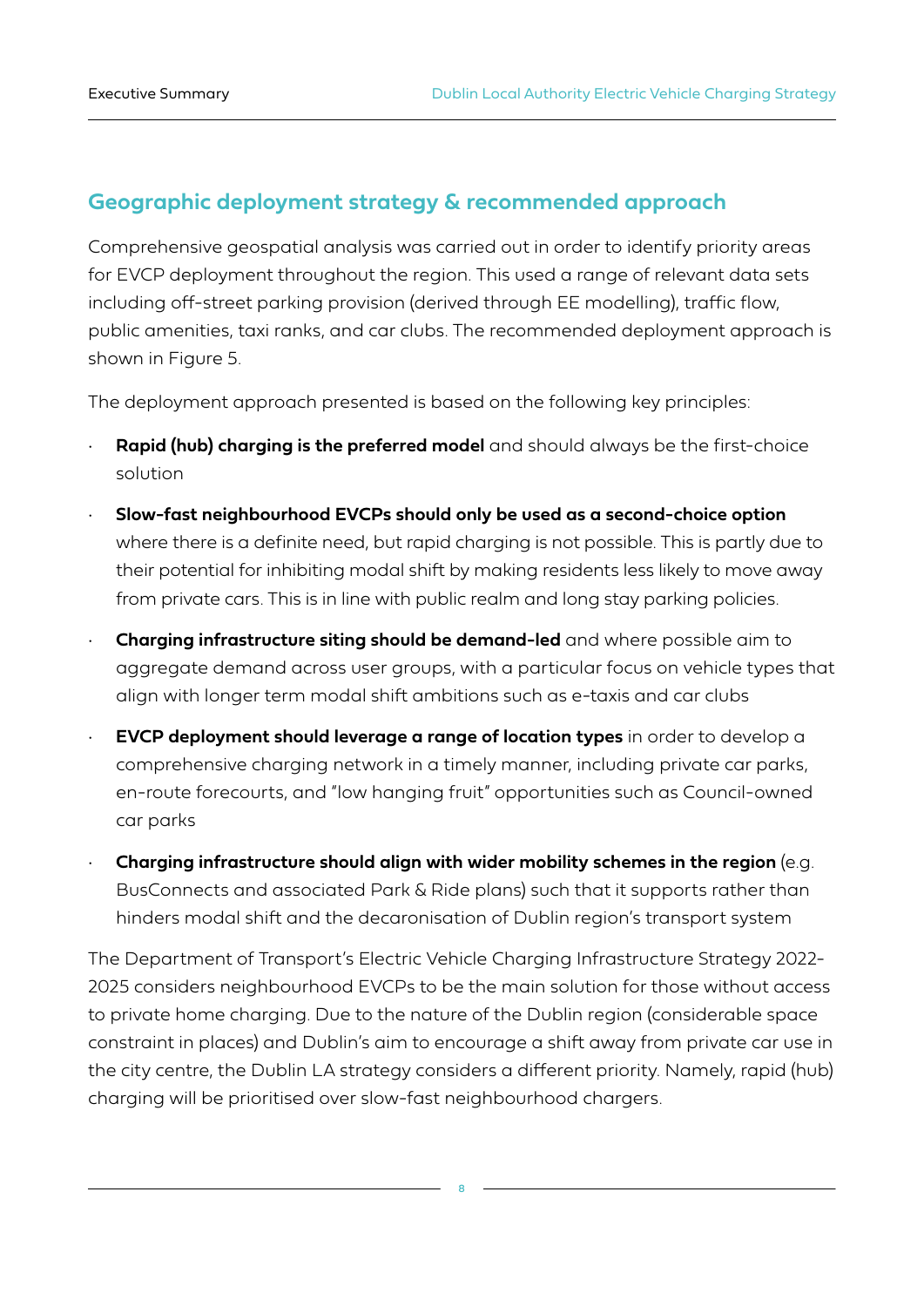## Geographic deployment strategy & recommended approach

Comprehensive geospatial analysis was carried out in order to identify priority areas for EVCP deployment throughout the region. This used a range of relevant data sets including off-street parking provision (derived through EE modelling), traffic flow, public amenities, taxi ranks, and car clubs. The recommended deployment approach is shown in Figure 5.

The deployment approach presented is based on the following key principles:

- **Rapid (hub) charging is the preferred model** and should always be the first-choice solution
- **Slow-fast neighbourhood EVCPs should only be used as a second-choice option** where there is a definite need, but rapid charging is not possible. This is partly due to their potential for inhibiting modal shift by making residents less likely to move away from private cars. This is in line with public realm and long stay parking policies.
- **Charging infrastructure siting should be demand-led** and where possible aim to aggregate demand across user groups, with a particular focus on vehicle types that align with longer term modal shift ambitions such as e-taxis and car clubs
- **EVCP deployment should leverage a range of location types** in order to develop a comprehensive charging network in a timely manner, including private car parks, en-route forecourts, and "low hanging fruit" opportunities such as Council-owned car parks
- **Charging infrastructure should align with wider mobility schemes in the region** (e.g. BusConnects and associated Park & Ride plans) such that it supports rather than hinders modal shift and the decaronisation of Dublin region's transport system

The Department of Transport's Electric Vehicle Charging Infrastructure Strategy 2022-2025 considers neighbourhood EVCPs to be the main solution for those without access to private home charging. Due to the nature of the Dublin region (considerable space constraint in places) and Dublin's aim to encourage a shift away from private car use in the city centre, the Dublin LA strategy considers a different priority. Namely, rapid (hub) charging will be prioritised over slow-fast neighbourhood chargers.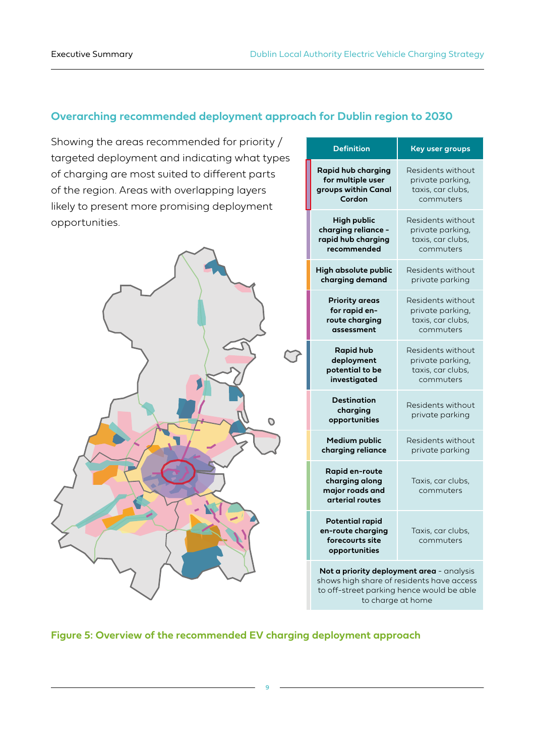## Overarching recommended deployment approach for Dublin region to 2030

Showing the areas recommended for priority / targeted deployment and indicating what types of charging are most suited to different parts of the region. Areas with overlapping layers likely to present more promising deployment opportunities.

| Definition | Key user groups |
|---|---|
| **Rapid hub charging for multiple user groups within Canal Cordon** | Residents without private parking, taxis, car clubs, commuters |
| **High public charging reliance - rapid hub charging recommended** | Residents without private parking, taxis, car clubs, commuters |
| **High absolute public charging demand** | Residents without private parking |
| **Priority areas for rapid en-route charging assessment** | Residents without private parking, taxis, car clubs, commuters |
| **Rapid hub deployment potential to be investigated** | Residents without private parking, taxis, car clubs, commuters |
| **Destination charging opportunities** | Residents without private parking |
| **Medium public charging reliance** | Residents without private parking |
| **Rapid en-route charging along major roads and arterial routes** | Taxis, car clubs, commuters |
| **Potential rapid en-route charging forecourts site opportunities** | Taxis, car clubs, commuters |
| **Not a priority deployment area** - analysis shows high share of residents have access to off-street parking hence would be able to charge at home | |

**Figure 5: Overview of the recommended EV charging deployment approach**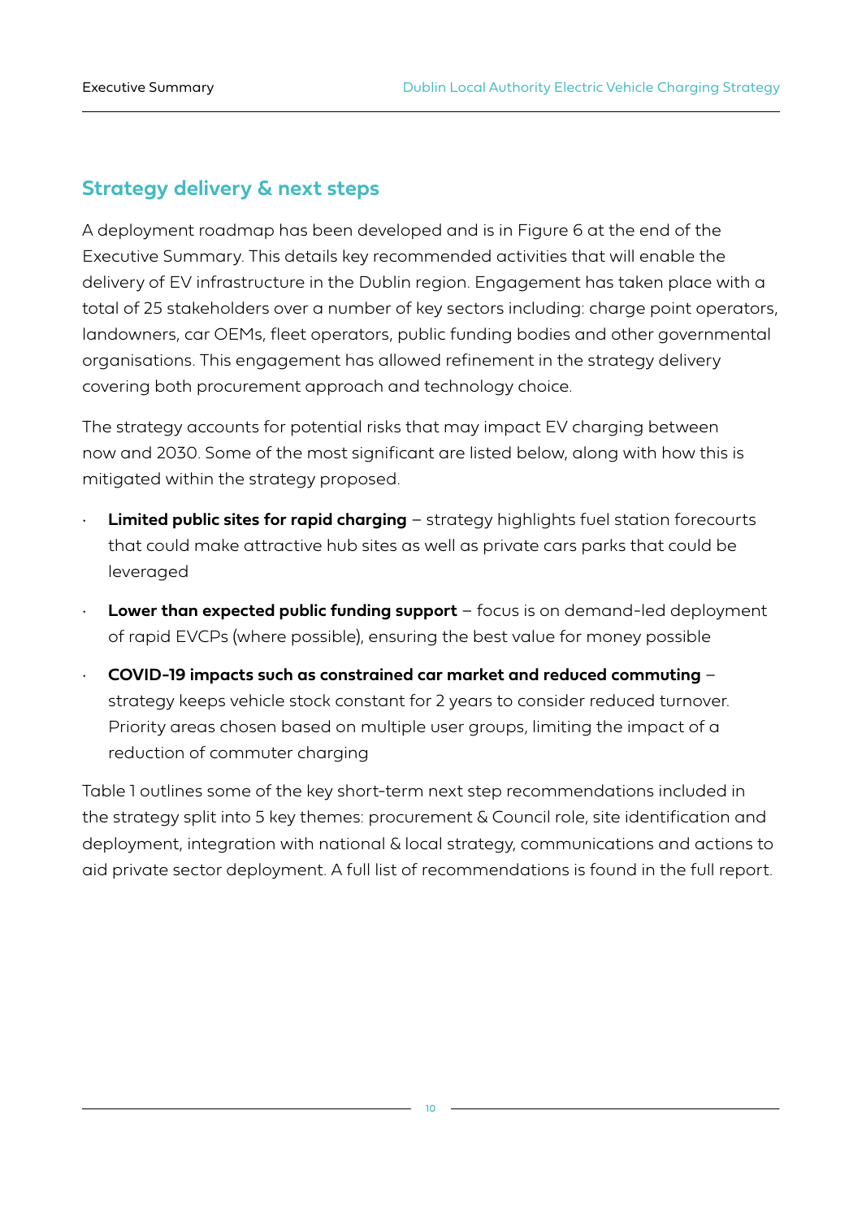## Strategy delivery & next steps

A deployment roadmap has been developed and is in Figure 6 at the end of the Executive Summary. This details key recommended activities that will enable the delivery of EV infrastructure in the Dublin region. Engagement has taken place with a total of 25 stakeholders over a number of key sectors including: charge point operators, landowners, car OEMs, fleet operators, public funding bodies and other governmental organisations. This engagement has allowed refinement in the strategy delivery covering both procurement approach and technology choice.

The strategy accounts for potential risks that may impact EV charging between now and 2030. Some of the most significant are listed below, along with how this is mitigated within the strategy proposed.

- **Limited public sites for rapid charging** – strategy highlights fuel station forecourts that could make attractive hub sites as well as private cars parks that could be leveraged
- **Lower than expected public funding support** – focus is on demand-led deployment of rapid EVCPs (where possible), ensuring the best value for money possible
- **COVID-19 impacts such as constrained car market and reduced commuting** – strategy keeps vehicle stock constant for 2 years to consider reduced turnover. Priority areas chosen based on multiple user groups, limiting the impact of a reduction of commuter charging

Table 1 outlines some of the key short-term next step recommendations included in the strategy split into 5 key themes: procurement & Council role, site identification and deployment, integration with national & local strategy, communications and actions to aid private sector deployment. A full list of recommendations is found in the full report.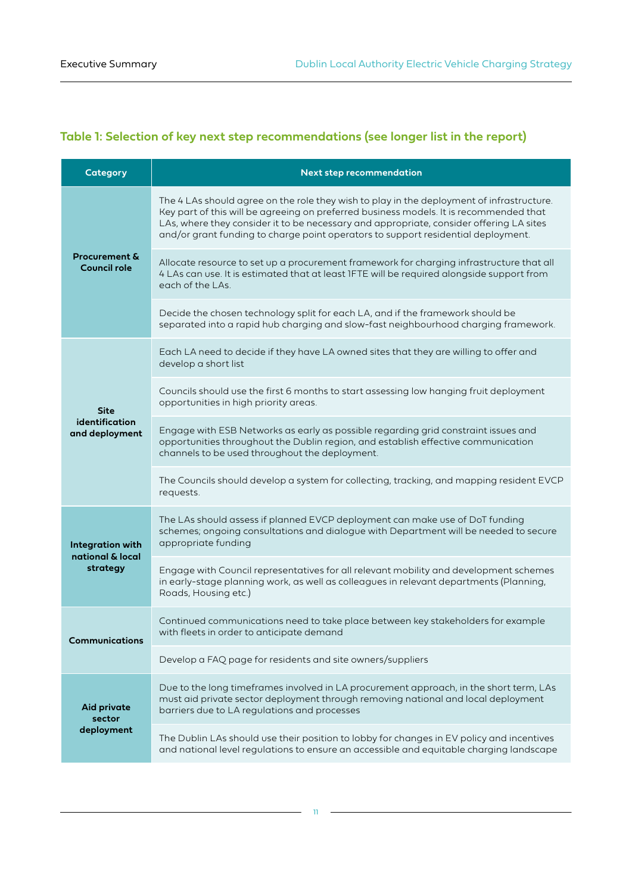### Table 1: Selection of key next step recommendations (see longer list in the report)

| Category | Next step recommendation |
|---|---|
| Procurement & Council role | The 4 LAs should agree on the role they wish to play in the deployment of infrastructure. Key part of this will be agreeing on preferred business models. It is recommended that LAs, where they consider it to be necessary and appropriate, consider offering LA sites and/or grant funding to charge point operators to support residential deployment. |
| | Allocate resource to set up a procurement framework for charging infrastructure that all 4 LAs can use. It is estimated that at least 1FTE will be required alongside support from each of the LAs. |
| | Decide the chosen technology split for each LA, and if the framework should be separated into a rapid hub charging and slow-fast neighbourhood charging framework. |
| Site identification and deployment | Each LA need to decide if they have LA owned sites that they are willing to offer and develop a short list |
| | Councils should use the first 6 months to start assessing low hanging fruit deployment opportunities in high priority areas. |
| | Engage with ESB Networks as early as possible regarding grid constraint issues and opportunities throughout the Dublin region, and establish effective communication channels to be used throughout the deployment. |
| | The Councils should develop a system for collecting, tracking, and mapping resident EVCP requests. |
| Integration with national & local strategy | The LAs should assess if planned EVCP deployment can make use of DoT funding schemes; ongoing consultations and dialogue with Department will be needed to secure appropriate funding |
| | Engage with Council representatives for all relevant mobility and development schemes in early-stage planning work, as well as colleagues in relevant departments (Planning, Roads, Housing etc.) |
| Communications | Continued communications need to take place between key stakeholders for example with fleets in order to anticipate demand |
| | Develop a FAQ page for residents and site owners/suppliers |
| Aid private sector deployment | Due to the long timeframes involved in LA procurement approach, in the short term, LAs must aid private sector deployment through removing national and local deployment barriers due to LA regulations and processes |
| | The Dublin LAs should use their position to lobby for changes in EV policy and incentives and national level regulations to ensure an accessible and equitable charging landscape |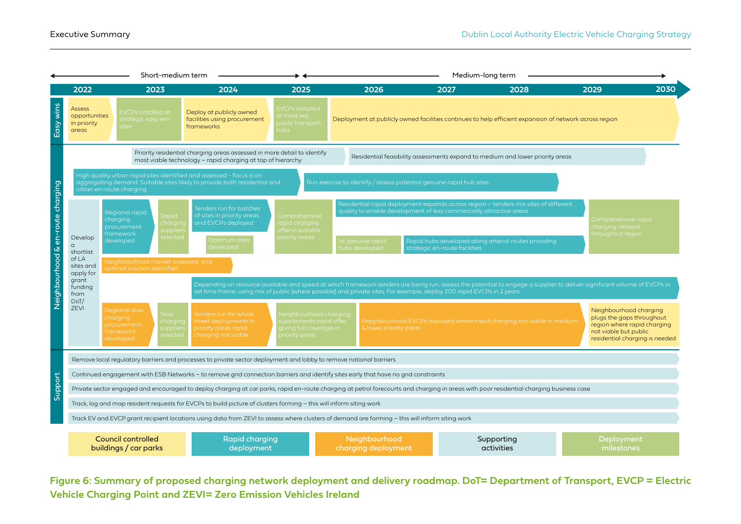Short-medium term (2022–2025) | Medium-long term (2025–2030)

**Timeline: 2022 | 2023 | 2024 | 2025 | 2026 | 2027 | 2028 | 2029 | 2030**

## Easy wins

- Assess opportunities in priority areas
- EVCPs installed at strategic easy win sites
- Deploy at publicly owned facilities using procurement frameworks
- EVCPs installed at most key public transport hubs
- Deployment at publicly owned facilities continues to help efficient expansion of network across region

## Neighbourhood & en-route charging

- Priority residential charging areas assessed in more detail to identify most viable technology – rapid charging at top of hierarchy
- Residential feasibility assessments expand to medium and lower priority areas
- High quality urban rapid sites identified and assessed - focus is on aggregating demand. Suitable sites likely to provide both residential and urban en-route charging.
- Run exercise to identify / assess potential genuine rapid hub sites
- Develop a shortlist of LA sites and apply for grant funding from DoT/ ZEVI
- Regional rapid charging procurement framework developed
- Rapid charging suppliers selected
- Tenders run for batches of sites in priority areas and EVCPs deployed
- Optimum sites developed
- Comprehensive rapid charging offer in suitable priority areas
- Residential rapid deployment expands across region – tenders mix sites of different quality to enable development of less commercially attractive areas
- 1st genuine rapid hubs developed
- Rapid hubs developed along arterial routes providing strategic en-route facilities
- Comprehensive rapid charging network throughout region
- Neighbourhood market assessed, and optimal solution identified
- Depending on resource available and speed at which framework tenders are being run, assess the potential to engage a supplier to deliver significant volume of EVCPs in set time frame, using mix of public (where possible) and private sites. For example, deploy 200 rapid EVCPs in 2 years.
- Regional slow charging procurement framework developed
- Slow charging suppliers selected
- Tenders run for whole street deployments in priority areas rapid charging not viable
- Neighbourhood charging supplements rapid offer, giving full coverage in priority areas
- Neighbourhood EVCPs deployed where rapid charging not viable in medium & lower priority areas
- Neighbourhood charging plugs the gaps throughout region where rapid charging not viable but public residential charging is needed

## Support

- Remove local regulatory barriers and processes to private sector deployment and lobby to remove national barriers
- Continued engagement with ESB Networks – to remove grid connection barriers and identify sites early that have no grid constraints
- Private sector engaged and encouraged to deploy charging at car parks, rapid en-route charging at petrol forecourts and charging in areas with poor residential charging business case
- Track, log and map resident requests for EVCPs to build picture of clusters forming – this will inform siting work
- Track EV and EVCP grant recipient locations using data from ZEVI to assess where clusters of demand are forming – this will inform siting work

**Legend:** Council controlled buildings / car parks | Rapid charging deployment | Neighbourhood charging deployment | Supporting activities | Deployment milestones

**Figure 6: Summary of proposed charging network deployment and delivery roadmap. DoT= Department of Transport, EVCP = Electric Vehicle Charging Point and ZEVI= Zero Emission Vehicles Ireland**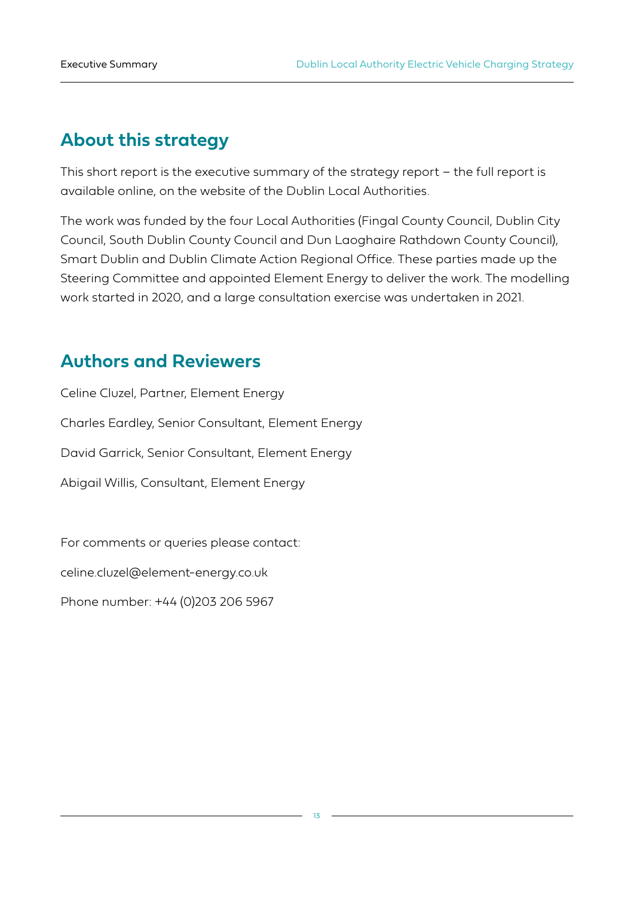## About this strategy

This short report is the executive summary of the strategy report – the full report is available online, on the website of the Dublin Local Authorities.

The work was funded by the four Local Authorities (Fingal County Council, Dublin City Council, South Dublin County Council and Dun Laoghaire Rathdown County Council), Smart Dublin and Dublin Climate Action Regional Office. These parties made up the Steering Committee and appointed Element Energy to deliver the work. The modelling work started in 2020, and a large consultation exercise was undertaken in 2021.

## Authors and Reviewers

Celine Cluzel, Partner, Element Energy

Charles Eardley, Senior Consultant, Element Energy

David Garrick, Senior Consultant, Element Energy

Abigail Willis, Consultant, Element Energy

For comments or queries please contact:

celine.cluzel@element-energy.co.uk

Phone number: +44 (0)203 206 5967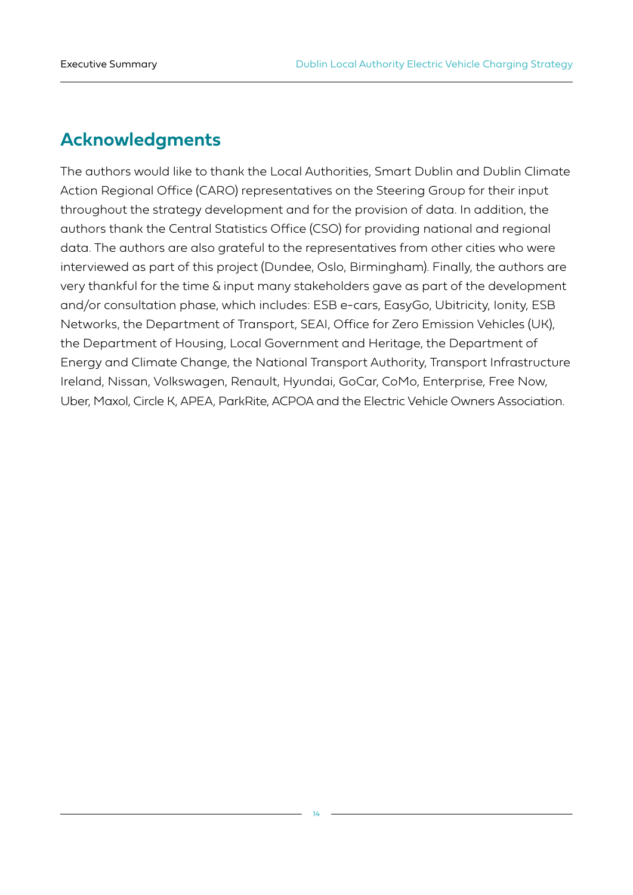## Acknowledgments

The authors would like to thank the Local Authorities, Smart Dublin and Dublin Climate Action Regional Office (CARO) representatives on the Steering Group for their input throughout the strategy development and for the provision of data. In addition, the authors thank the Central Statistics Office (CSO) for providing national and regional data. The authors are also grateful to the representatives from other cities who were interviewed as part of this project (Dundee, Oslo, Birmingham). Finally, the authors are very thankful for the time & input many stakeholders gave as part of the development and/or consultation phase, which includes: ESB e-cars, EasyGo, Ubitricity, Ionity, ESB Networks, the Department of Transport, SEAI, Office for Zero Emission Vehicles (UK), the Department of Housing, Local Government and Heritage, the Department of Energy and Climate Change, the National Transport Authority, Transport Infrastructure Ireland, Nissan, Volkswagen, Renault, Hyundai, GoCar, CoMo, Enterprise, Free Now, Uber, Maxol, Circle K, APEA, ParkRite, ACPOA and the Electric Vehicle Owners Association.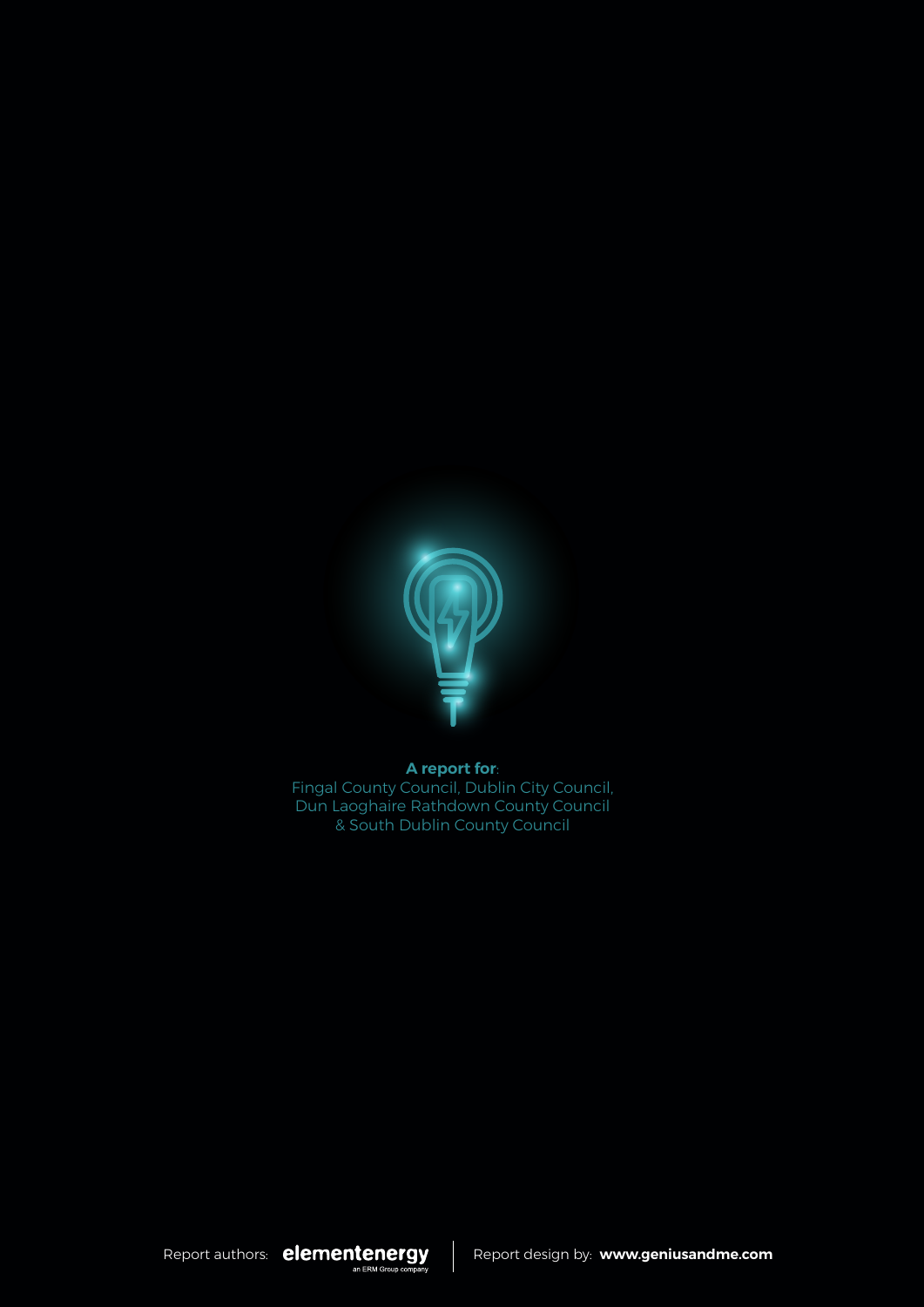**A report for**:
Fingal County Council, Dublin City Council,
Dun Laoghaire Rathdown County Council
& South Dublin County Council

Report authors: elementenergy an ERM Group company | Report design by: **www.geniusandme.com**